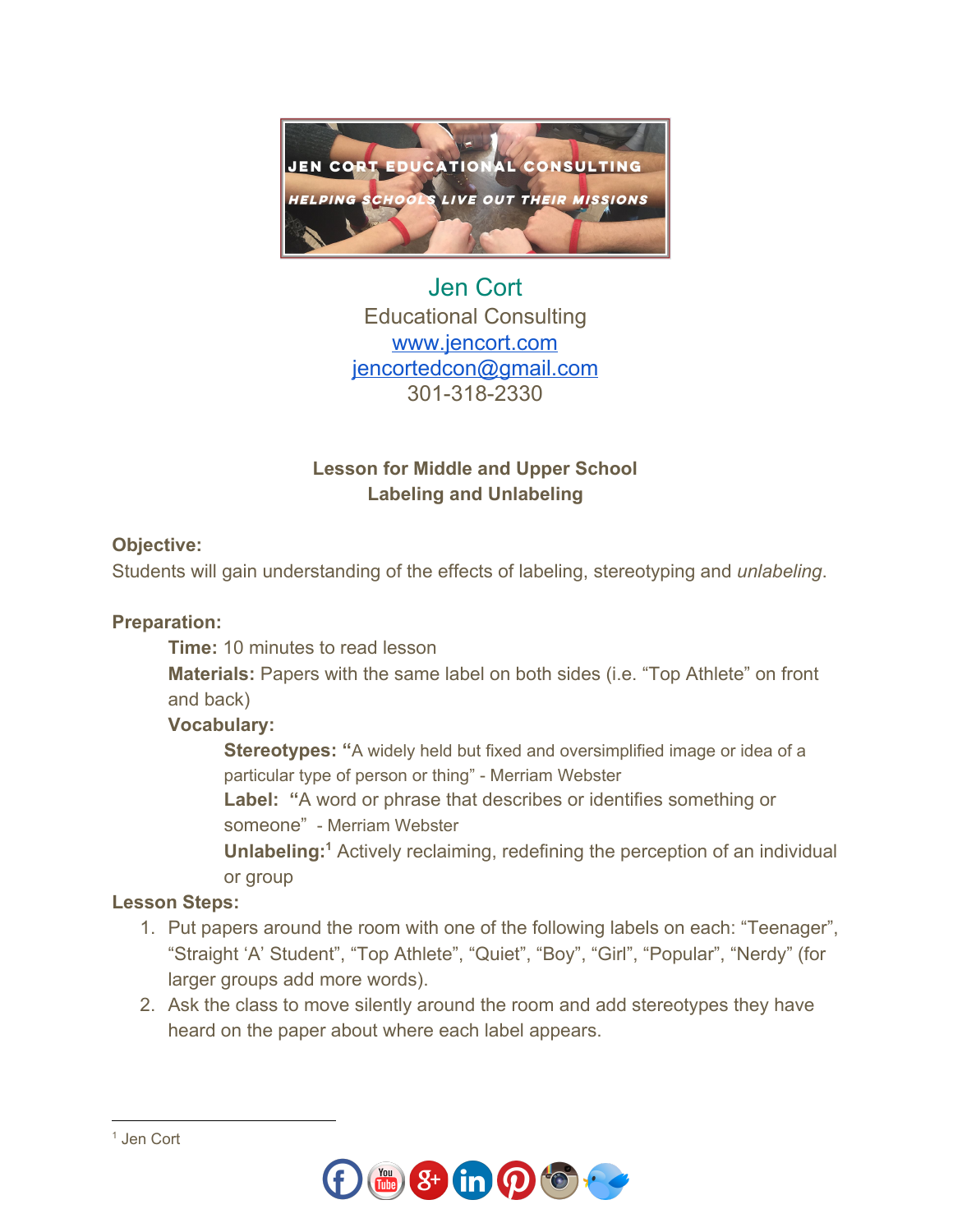JEN CORT EDUCATIONAL CONSULTING

HELPING SCHOOLS LIVE OUT THEIR MISSIONS

Jen Cort
Educational Consulting
[www.jencort.com](http://www.jencort.com)
[jencortedcon@gmail.com](mailto:jencortedcon@gmail.com)
301-318-2330

**Lesson for Middle and Upper School**
**Labeling and Unlabeling**

**Objective:**
Students will gain understanding of the effects of labeling, stereotyping and *unlabeling*.

**Preparation:**

- **Time:** 10 minutes to read lesson
- **Materials:** Papers with the same label on both sides (i.e. "Top Athlete" on front and back)
- **Vocabulary:**
  - **Stereotypes: "**A widely held but fixed and oversimplified image or idea of a particular type of person or thing" - Merriam Webster
  - **Label: "**A word or phrase that describes or identifies something or someone" - Merriam Webster
  - **Unlabeling:**[1] Actively reclaiming, redefining the perception of an individual or group

**Lesson Steps:**

1. Put papers around the room with one of the following labels on each: "Teenager", "Straight 'A' Student", "Top Athlete", "Quiet", "Boy", "Girl", "Popular", "Nerdy" (for larger groups add more words).
2. Ask the class to move silently around the room and add stereotypes they have heard on the paper about where each label appears.

---

[1] Jen Cort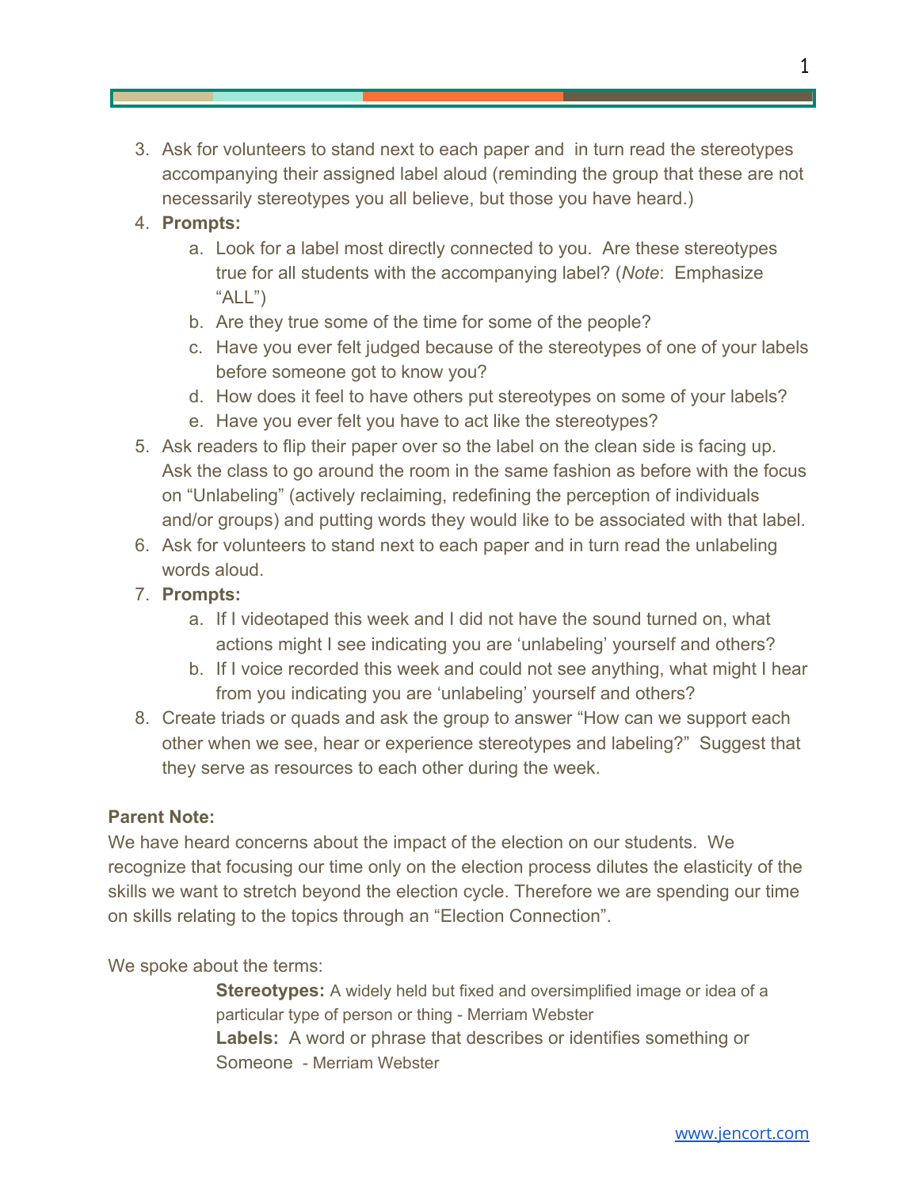3. Ask for volunteers to stand next to each paper and  in turn read the stereotypes accompanying their assigned label aloud (reminding the group that these are not necessarily stereotypes you all believe, but those you have heard.)
4. **Prompts:**
    a. Look for a label most directly connected to you.  Are these stereotypes true for all students with the accompanying label? (*Note*:  Emphasize "ALL")
    b. Are they true some of the time for some of the people?
    c. Have you ever felt judged because of the stereotypes of one of your labels before someone got to know you?
    d. How does it feel to have others put stereotypes on some of your labels?
    e. Have you ever felt you have to act like the stereotypes?
5. Ask readers to flip their paper over so the label on the clean side is facing up. Ask the class to go around the room in the same fashion as before with the focus on "Unlabeling" (actively reclaiming, redefining the perception of individuals and/or groups) and putting words they would like to be associated with that label.
6. Ask for volunteers to stand next to each paper and in turn read the unlabeling words aloud.
7. **Prompts:**
    a. If I videotaped this week and I did not have the sound turned on, what actions might I see indicating you are 'unlabeling' yourself and others?
    b. If I voice recorded this week and could not see anything, what might I hear from you indicating you are 'unlabeling' yourself and others?
8. Create triads or quads and ask the group to answer "How can we support each other when we see, hear or experience stereotypes and labeling?"  Suggest that they serve as resources to each other during the week.

**Parent Note:**
We have heard concerns about the impact of the election on our students.  We recognize that focusing our time only on the election process dilutes the elasticity of the skills we want to stretch beyond the election cycle. Therefore we are spending our time on skills relating to the topics through an "Election Connection".

We spoke about the terms:

> **Stereotypes:** A widely held but fixed and oversimplified image or idea of a particular type of person or thing - Merriam Webster
> **Labels:**  A word or phrase that describes or identifies something or Someone  - Merriam Webster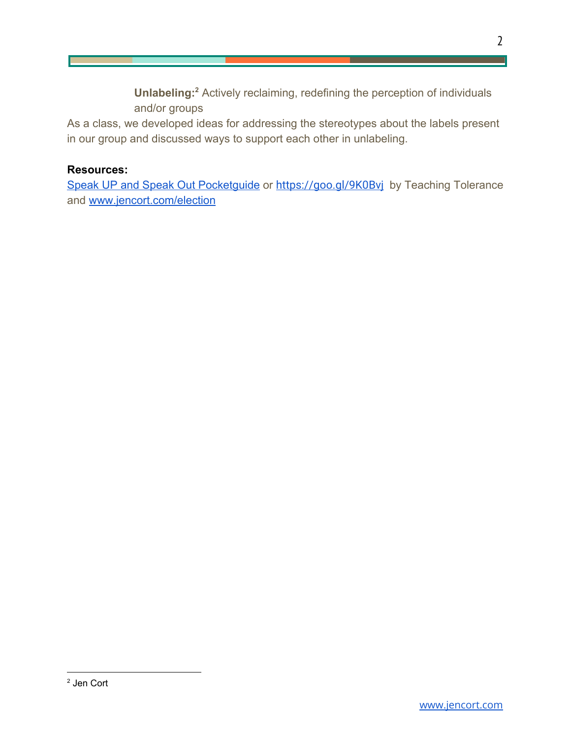**Unlabeling:**[2] Actively reclaiming, redefining the perception of individuals and/or groups

As a class, we developed ideas for addressing the stereotypes about the labels present in our group and discussed ways to support each other in unlabeling.

**Resources:**

Speak UP and Speak Out Pocketguide or https://goo.gl/9K0Bvj by Teaching Tolerance and www.jencort.com/election

---

[2] Jen Cort